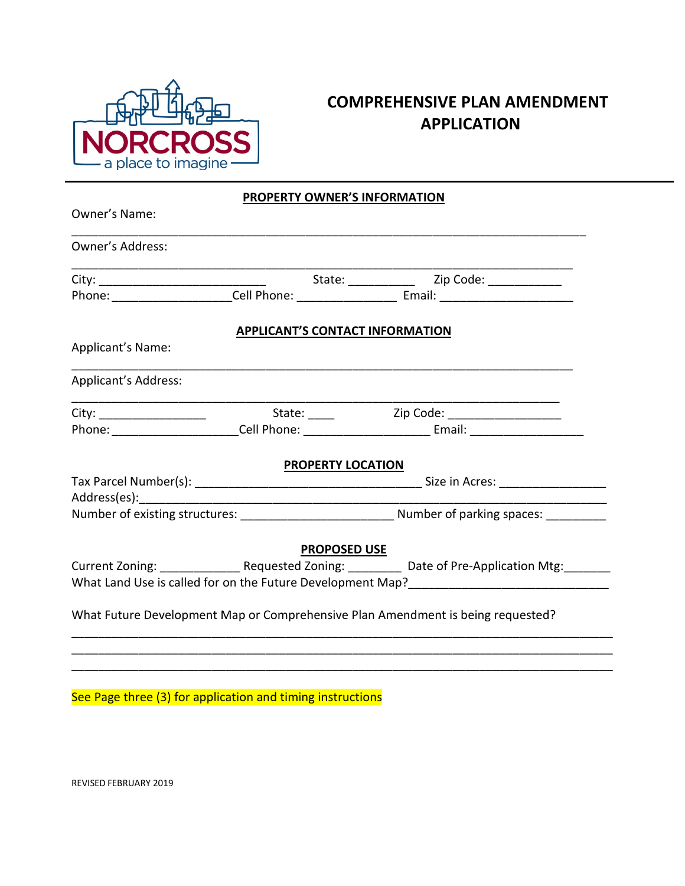# COMPREHENSIVE PLAN AMENDMENT APPLICATION

## PROPERTY OWNER'S INFORMATION

Owner's Name:

_______________________________________________________________________________

Owner's Address:

_______________________________________________________________________________

City: _________________________ State: __________ Zip Code: ___________

Phone: __________________Cell Phone: ______________ Email: ____________________

## APPLICANT'S CONTACT INFORMATION

Applicant's Name:

_______________________________________________________________________________

Applicant's Address:

_______________________________________________________________________________

City: ________________ State: ____ Zip Code: _________________

Phone: ___________________Cell Phone: ___________________ Email: _________________

## PROPERTY LOCATION

Tax Parcel Number(s): __________________________________ Size in Acres: ________________

Address(es):_____________________________________________________________________

Number of existing structures: _______________________ Number of parking spaces: _________

## PROPOSED USE

Current Zoning: ____________ Requested Zoning: ________ Date of Pre-Application Mtg:_______

What Land Use is called for on the Future Development Map?______________________________

What Future Development Map or Comprehensive Plan Amendment is being requested?

_______________________________________________________________________________

_______________________________________________________________________________

_______________________________________________________________________________

See Page three (3) for application and timing instructions

REVISED FEBRUARY 2019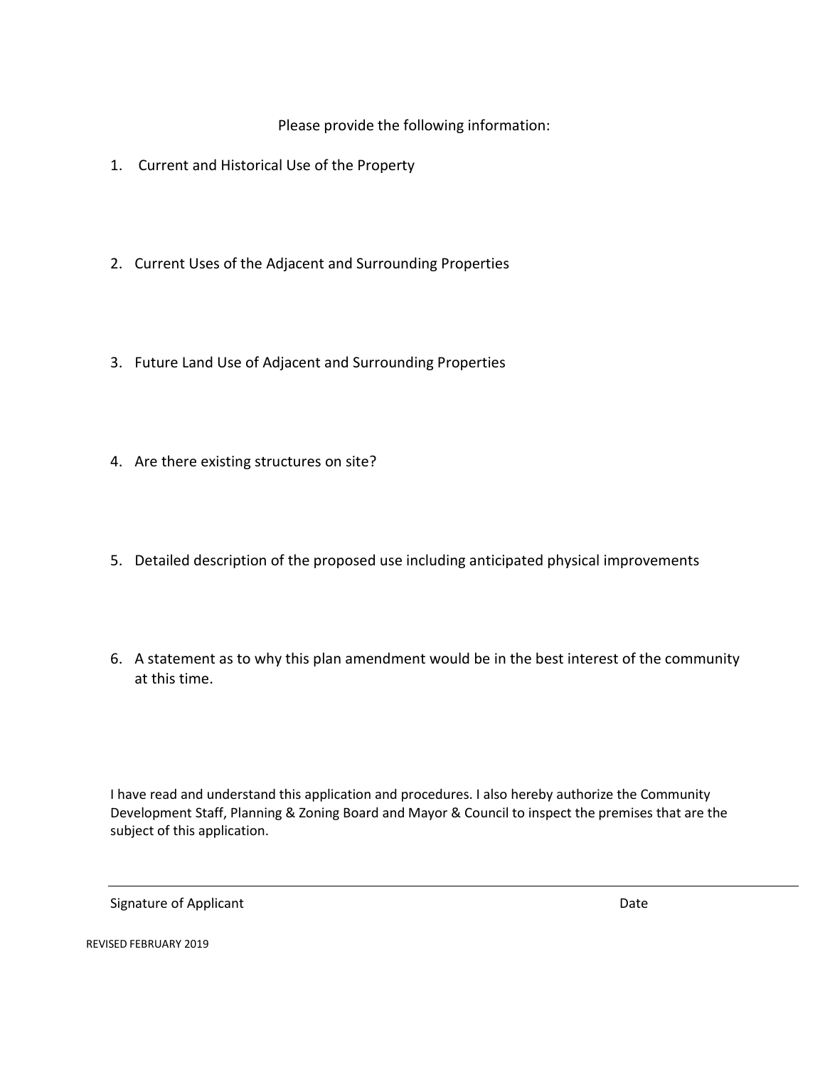Please provide the following information:

1. Current and Historical Use of the Property

2. Current Uses of the Adjacent and Surrounding Properties

3. Future Land Use of Adjacent and Surrounding Properties

4. Are there existing structures on site?

5. Detailed description of the proposed use including anticipated physical improvements

6. A statement as to why this plan amendment would be in the best interest of the community at this time.

I have read and understand this application and procedures. I also hereby authorize the Community Development Staff, Planning & Zoning Board and Mayor & Council to inspect the premises that are the subject of this application.

Signature of Applicant Date

REVISED FEBRUARY 2019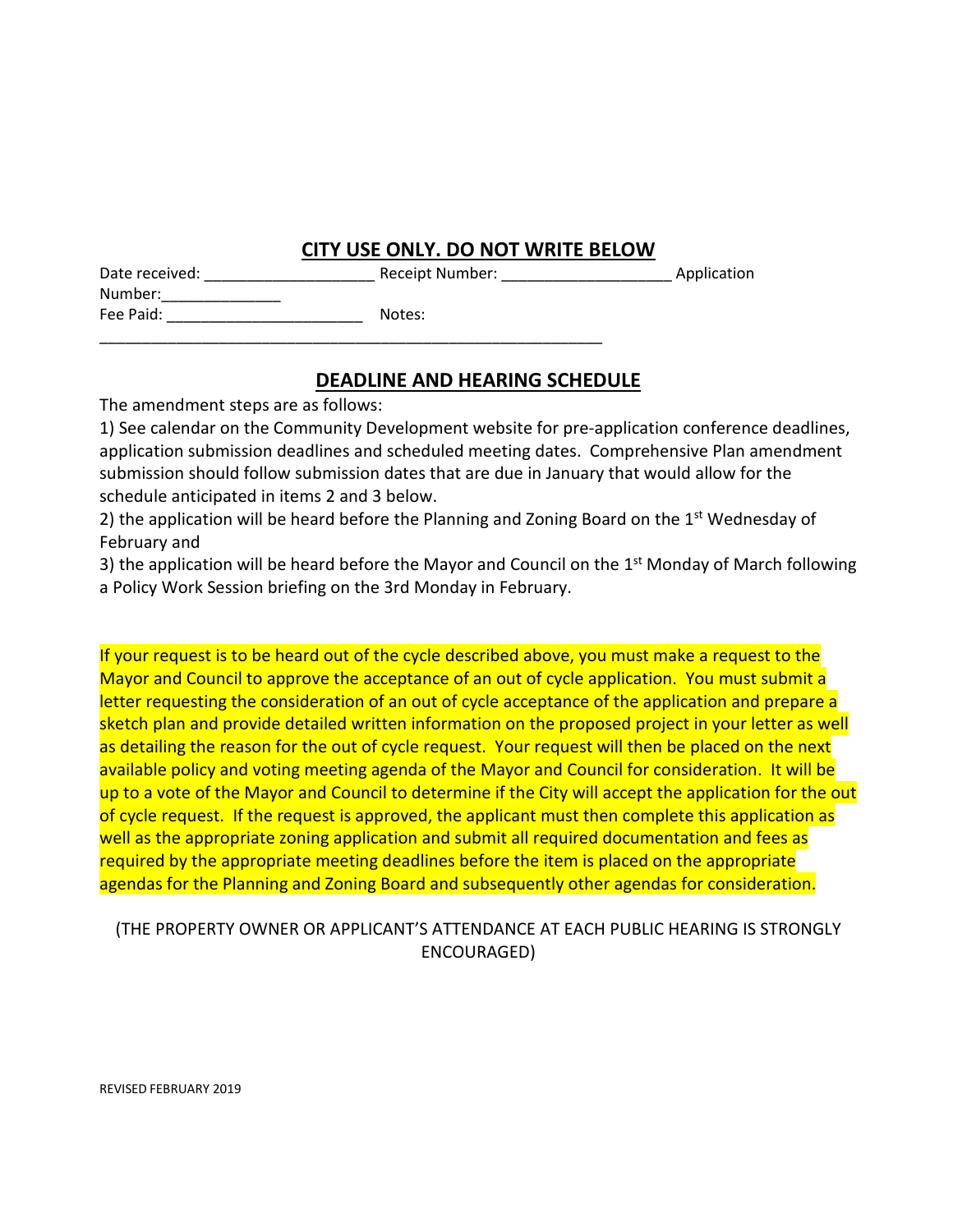## CITY USE ONLY. DO NOT WRITE BELOW

Date received: ____________________ Receipt Number: ____________________ Application Number:______________

Fee Paid: ________________________ Notes: ____________________________________________________________

## DEADLINE AND HEARING SCHEDULE

The amendment steps are as follows:

1) See calendar on the Community Development website for pre-application conference deadlines, application submission deadlines and scheduled meeting dates. Comprehensive Plan amendment submission should follow submission dates that are due in January that would allow for the schedule anticipated in items 2 and 3 below.

2) the application will be heard before the Planning and Zoning Board on the 1st Wednesday of February and

3) the application will be heard before the Mayor and Council on the 1st Monday of March following a Policy Work Session briefing on the 3rd Monday in February.

If your request is to be heard out of the cycle described above, you must make a request to the Mayor and Council to approve the acceptance of an out of cycle application. You must submit a letter requesting the consideration of an out of cycle acceptance of the application and prepare a sketch plan and provide detailed written information on the proposed project in your letter as well as detailing the reason for the out of cycle request. Your request will then be placed on the next available policy and voting meeting agenda of the Mayor and Council for consideration. It will be up to a vote of the Mayor and Council to determine if the City will accept the application for the out of cycle request. If the request is approved, the applicant must then complete this application as well as the appropriate zoning application and submit all required documentation and fees as required by the appropriate meeting deadlines before the item is placed on the appropriate agendas for the Planning and Zoning Board and subsequently other agendas for consideration.

(THE PROPERTY OWNER OR APPLICANT'S ATTENDANCE AT EACH PUBLIC HEARING IS STRONGLY ENCOURAGED)

REVISED FEBRUARY 2019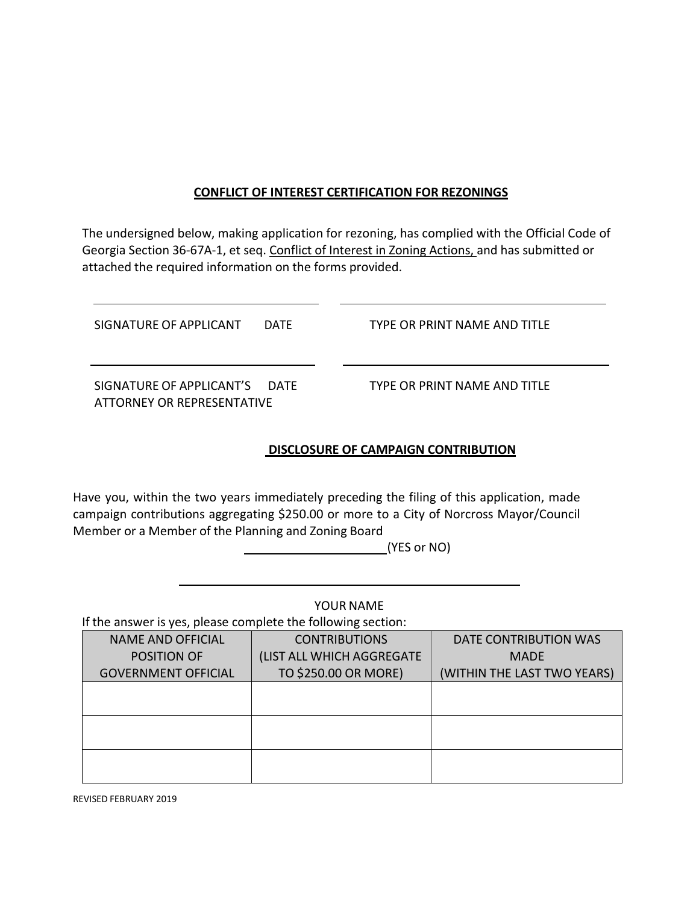## CONFLICT OF INTEREST CERTIFICATION FOR REZONINGS

The undersigned below, making application for rezoning, has complied with the Official Code of Georgia Section 36-67A-1, et seq. Conflict of Interest in Zoning Actions, and has submitted or attached the required information on the forms provided.

\_\_\_\_\_\_\_\_\_\_\_\_\_\_\_\_\_\_\_\_\_\_\_\_\_\_\_\_\_\_\_\_\_\_ \_\_\_\_\_\_\_\_\_\_\_\_\_\_\_\_\_\_\_\_\_\_\_\_\_\_\_\_\_\_\_\_\_\_\_\_\_\_\_\_

SIGNATURE OF APPLICANT DATE TYPE OR PRINT NAME AND TITLE

\_\_\_\_\_\_\_\_\_\_\_\_\_\_\_\_\_\_\_\_\_\_\_\_\_\_\_\_\_\_\_\_\_\_ \_\_\_\_\_\_\_\_\_\_\_\_\_\_\_\_\_\_\_\_\_\_\_\_\_\_\_\_\_\_\_\_\_\_\_\_\_\_\_\_

SIGNATURE OF APPLICANT'S ATTORNEY OR REPRESENTATIVE DATE TYPE OR PRINT NAME AND TITLE

## DISCLOSURE OF CAMPAIGN CONTRIBUTION

Have you, within the two years immediately preceding the filing of this application, made campaign contributions aggregating $250.00 or more to a City of Norcross Mayor/Council Member or a Member of the Planning and Zoning Board

\_\_\_\_\_\_\_\_\_\_\_\_\_\_\_\_\_\_\_\_(YES or NO)

\_\_\_\_\_\_\_\_\_\_\_\_\_\_\_\_\_\_\_\_\_\_\_\_\_\_\_\_\_\_\_\_\_\_\_\_\_\_\_\_\_\_\_\_\_\_\_\_

YOUR NAME

If the answer is yes, please complete the following section:

| NAME AND OFFICIAL POSITION OF GOVERNMENT OFFICIAL | CONTRIBUTIONS (LIST ALL WHICH AGGREGATE TO $250.00 OR MORE) | DATE CONTRIBUTION WAS MADE (WITHIN THE LAST TWO YEARS) |
|---|---|---|
| | | |
| | | |
| | | |

REVISED FEBRUARY 2019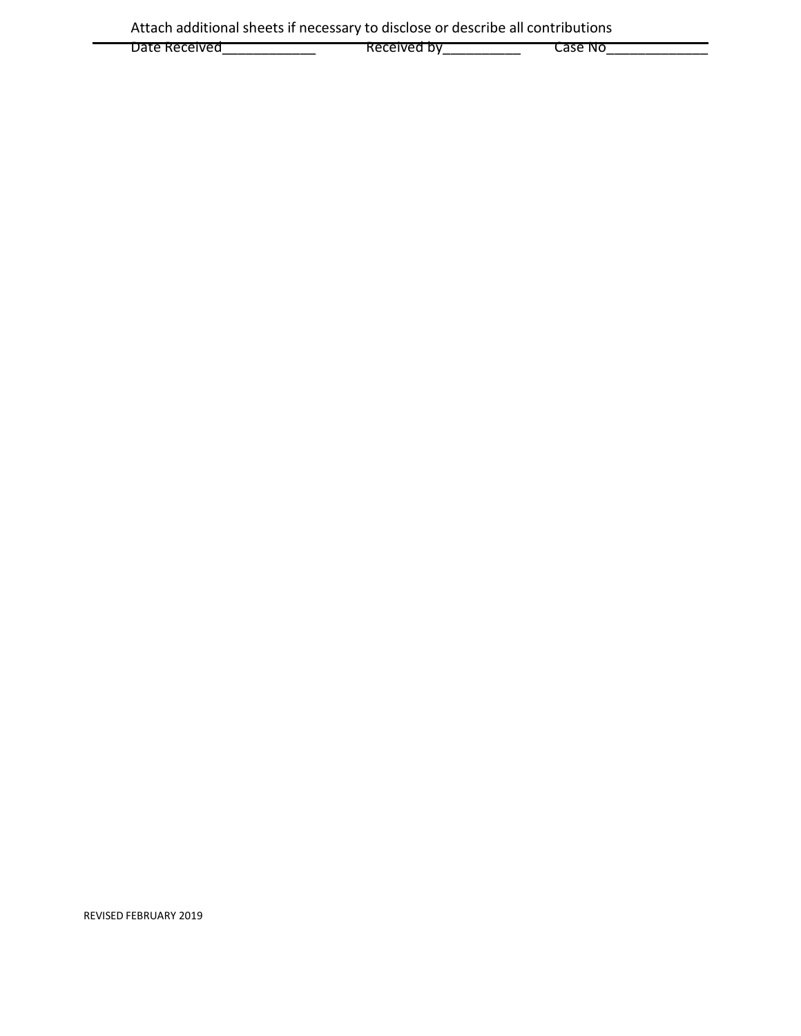Attach additional sheets if necessary to disclose or describe all contributions

Date Received____________ Received by__________ Case No_____________

REVISED FEBRUARY 2019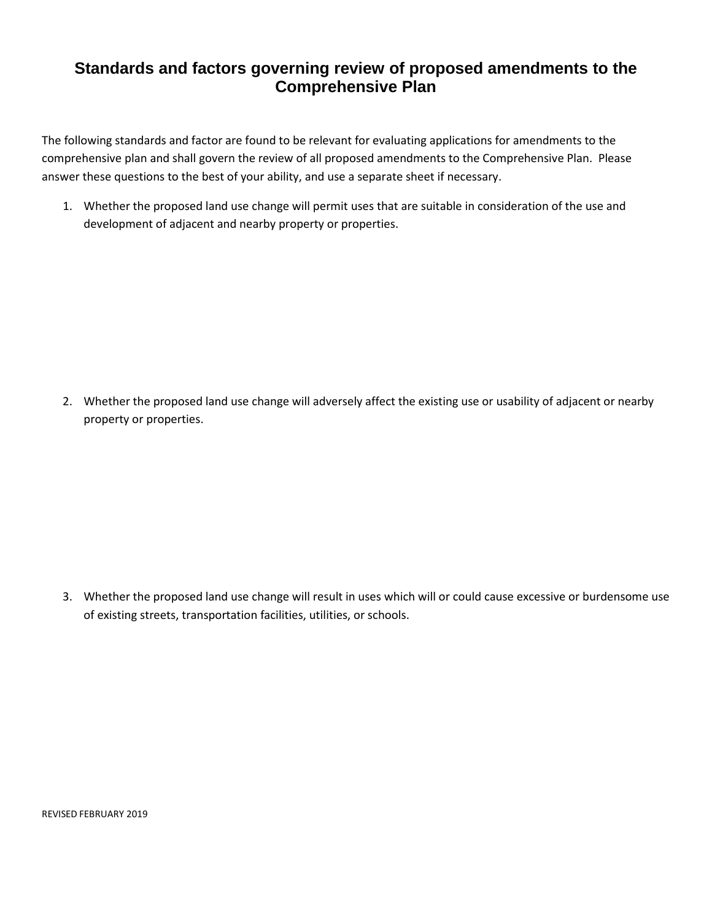# Standards and factors governing review of proposed amendments to the Comprehensive Plan

The following standards and factor are found to be relevant for evaluating applications for amendments to the comprehensive plan and shall govern the review of all proposed amendments to the Comprehensive Plan. Please answer these questions to the best of your ability, and use a separate sheet if necessary.

1. Whether the proposed land use change will permit uses that are suitable in consideration of the use and development of adjacent and nearby property or properties.

2. Whether the proposed land use change will adversely affect the existing use or usability of adjacent or nearby property or properties.

3. Whether the proposed land use change will result in uses which will or could cause excessive or burdensome use of existing streets, transportation facilities, utilities, or schools.

REVISED FEBRUARY 2019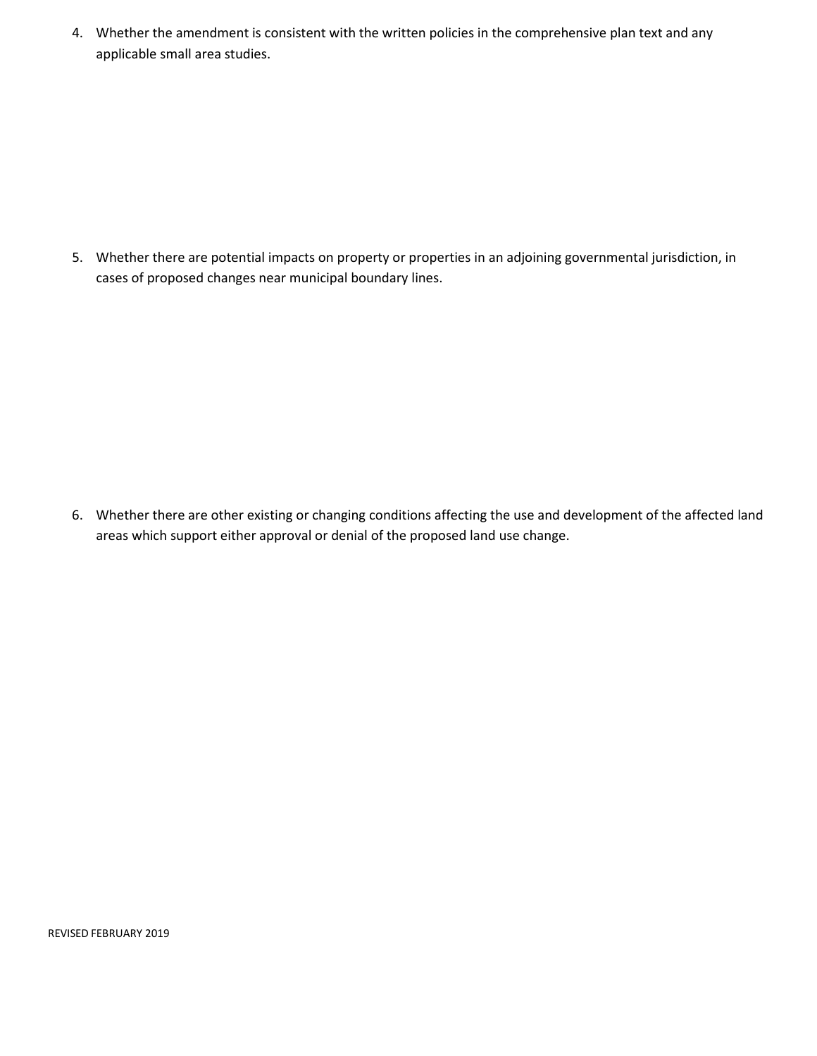4. Whether the amendment is consistent with the written policies in the comprehensive plan text and any applicable small area studies.

5. Whether there are potential impacts on property or properties in an adjoining governmental jurisdiction, in cases of proposed changes near municipal boundary lines.

6. Whether there are other existing or changing conditions affecting the use and development of the affected land areas which support either approval or denial of the proposed land use change.

REVISED FEBRUARY 2019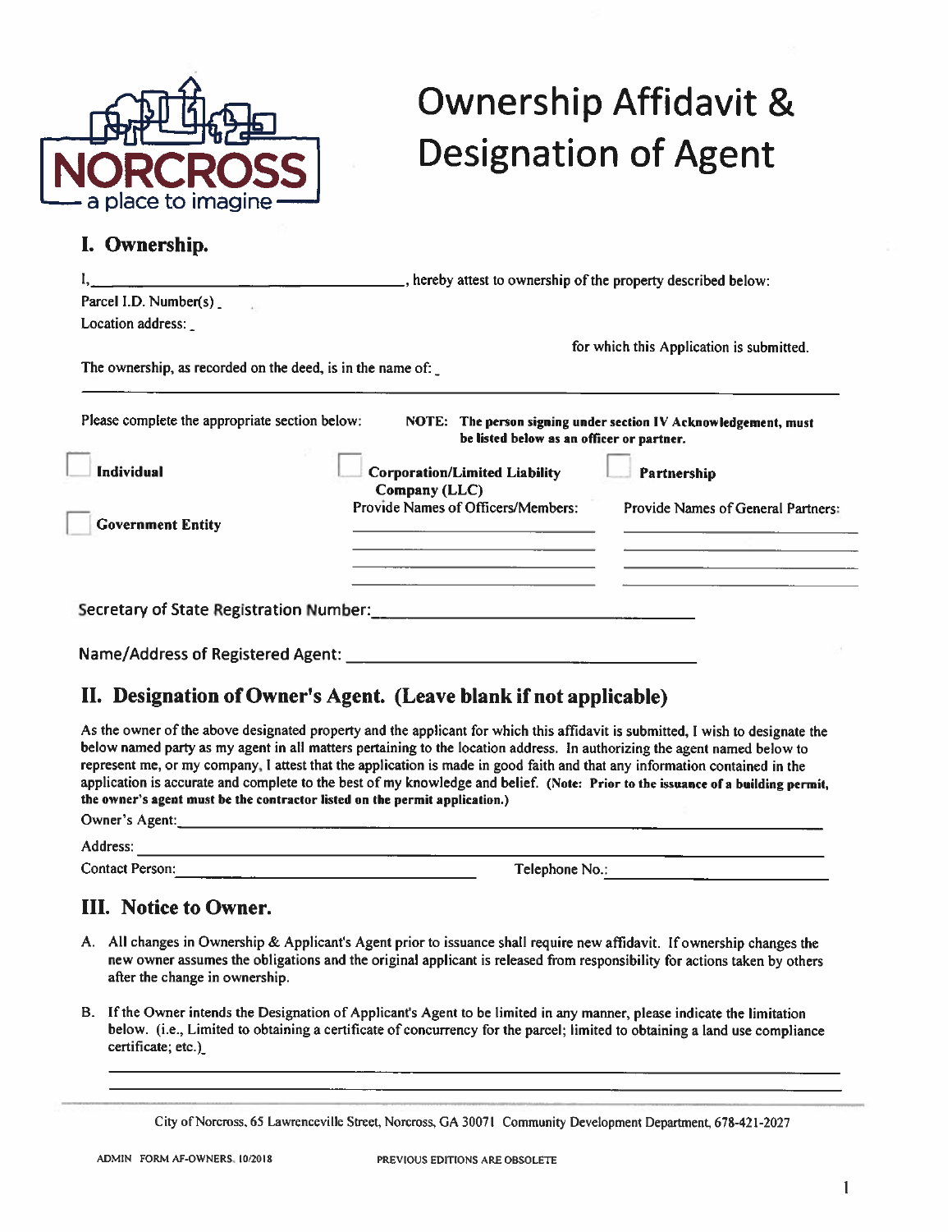NORCROSS
a place to imagine

# Ownership Affidavit & Designation of Agent

## I. Ownership.

I, ______________________________, hereby attest to ownership of the property described below:

Parcel I.D. Number(s) _

Location address: _

for which this Application is submitted.

The ownership, as recorded on the deed, is in the name of: _

______________________________________________________________________

Please complete the appropriate section below:

**NOTE: The person signing under section IV Acknowledgement, must be listed below as an officer or partner.**

☐ **Individual**

☐ **Government Entity**

☐ **Corporation/Limited Liability Company (LLC)**
Provide Names of Officers/Members:
______________________
______________________
______________________

☐ **Partnership**
Provide Names of General Partners:
______________________
______________________
______________________

Secretary of State Registration Number: ______________________________

Name/Address of Registered Agent: ______________________________

## II. Designation of Owner's Agent. (Leave blank if not applicable)

As the owner of the above designated property and the applicant for which this affidavit is submitted, I wish to designate the below named party as my agent in all matters pertaining to the location address. In authorizing the agent named below to represent me, or my company, I attest that the application is made in good faith and that any information contained in the application is accurate and complete to the best of my knowledge and belief. **(Note: Prior to the issuance of a building permit, the owner's agent must be the contractor listed on the permit application.)**

Owner's Agent: ______________________________________________

Address: ______________________________________________

Contact Person: ______________________ Telephone No.: ______________________

## III. Notice to Owner.

A. All changes in Ownership & Applicant's Agent prior to issuance shall require new affidavit. If ownership changes the new owner assumes the obligations and the original applicant is released from responsibility for actions taken by others after the change in ownership.

B. If the Owner intends the Designation of Applicant's Agent to be limited in any manner, please indicate the limitation below. (i.e., Limited to obtaining a certificate of concurrency for the parcel; limited to obtaining a land use compliance certificate; etc.)_

______________________________________________________________________

______________________________________________________________________

City of Norcross, 65 Lawrenceville Street, Norcross, GA 30071 Community Development Department, 678-421-2027

ADMIN FORM AF-OWNERS, 10/2018 PREVIOUS EDITIONS ARE OBSOLETE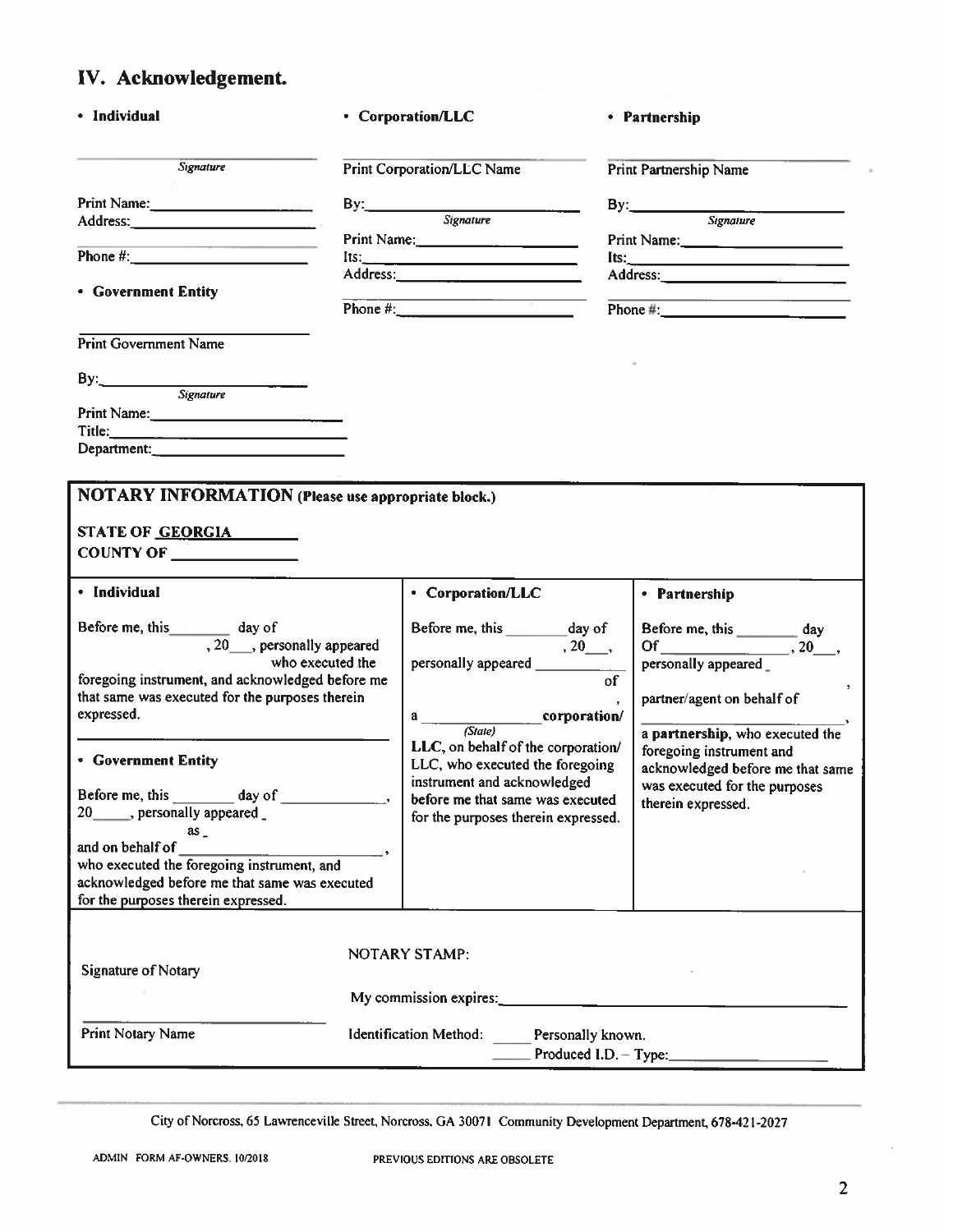## IV. Acknowledgement.

**• Individual**

_______________________________
*Signature*

Print Name: ____________________
Address: ______________________
_______________________________
Phone #: ______________________

**• Corporation/LLC**

_______________________________
Print Corporation/LLC Name

By: ___________________________
*Signature*
Print Name: ____________________
Its: ___________________________
Address: ______________________
_______________________________
Phone #: ______________________

**• Partnership**

_______________________________
Print Partnership Name

By: ___________________________
*Signature*
Print Name: ____________________
Its: ___________________________
Address: ______________________
_______________________________
Phone #: ______________________

**• Government Entity**

_______________________________
Print Government Name

By: ___________________________
*Signature*
Print Name: ____________________
Title: _________________________
Department: ___________________

---

**NOTARY INFORMATION (Please use appropriate block.)**

**STATE OF GEORGIA**
**COUNTY OF** ______________

**• Individual**

Before me, this ________ day of ____________, 20___, personally appeared ____________ who executed the foregoing instrument, and acknowledged before me that same was executed for the purposes therein expressed.

_______________________________

**• Government Entity**

Before me, this ________ day of ____________, 20_____, personally appeared ____________ as ____________ and on behalf of ______________________, who executed the foregoing instrument, and acknowledged before me that same was executed for the purposes therein expressed.

**• Corporation/LLC**

Before me, this ________ day of ____________, 20___, personally appeared ____________ of ____________, a ____________ *(State)* **corporation/ LLC,** on behalf of the corporation/ LLC, who executed the foregoing instrument and acknowledged before me that same was executed for the purposes therein expressed.

**• Partnership**

Before me, this ________ day Of ____________, 20___, personally appeared ____________, partner/agent on behalf of ______________________, **a partnership,** who executed the foregoing instrument and acknowledged before me that same was executed for the purposes therein expressed.

_______________________________
Signature of Notary

_______________________________
Print Notary Name

NOTARY STAMP:

My commission expires: ______________________________

Identification Method: _____ Personally known.
_____ Produced I.D. – Type: ____________________

City of Norcross, 65 Lawrenceville Street, Norcross, GA 30071 Community Development Department, 678-421-2027

ADMIN FORM AF-OWNERS, 10/2018 PREVIOUS EDITIONS ARE OBSOLETE